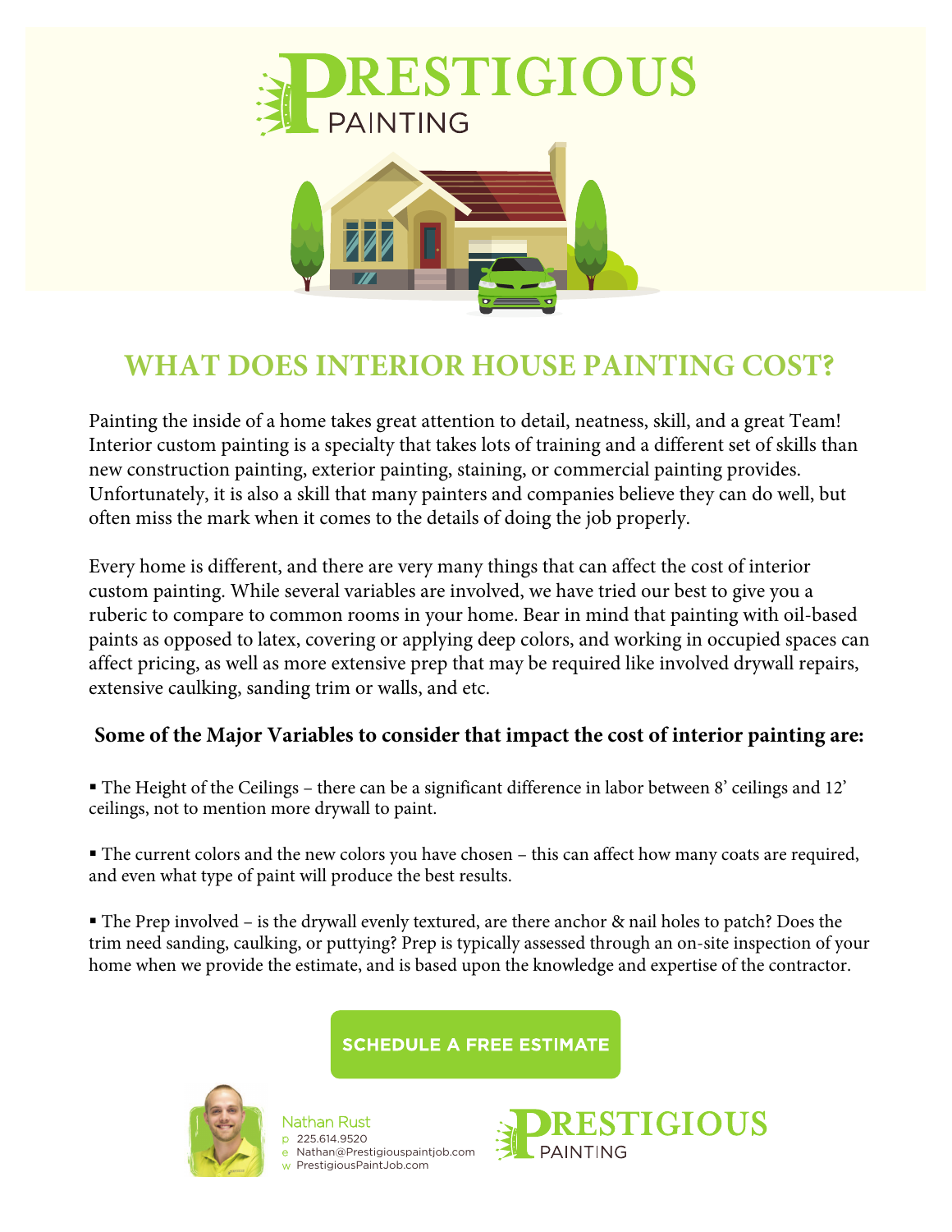# PRESTIGIOUS PAINTING

## WHAT DOES INTERIOR HOUSE PAINTING COST?

Painting the inside of a home takes great attention to detail, neatness, skill, and a great Team! Interior custom painting is a specialty that takes lots of training and a different set of skills than new construction painting, exterior painting, staining, or commercial painting provides. Unfortunately, it is also a skill that many painters and companies believe they can do well, but often miss the mark when it comes to the details of doing the job properly.

Every home is different, and there are very many things that can affect the cost of interior custom painting. While several variables are involved, we have tried our best to give you a ruberic to compare to common rooms in your home. Bear in mind that painting with oil-based paints as opposed to latex, covering or applying deep colors, and working in occupied spaces can affect pricing, as well as more extensive prep that may be required like involved drywall repairs, extensive caulking, sanding trim or walls, and etc.

**Some of the Major Variables to consider that impact the cost of interior painting are:**

▪ The Height of the Ceilings – there can be a significant difference in labor between 8' ceilings and 12' ceilings, not to mention more drywall to paint.

▪ The current colors and the new colors you have chosen – this can affect how many coats are required, and even what type of paint will produce the best results.

▪ The Prep involved – is the drywall evenly textured, are there anchor & nail holes to patch? Does the trim need sanding, caulking, or puttying? Prep is typically assessed through an on-site inspection of your home when we provide the estimate, and is based upon the knowledge and expertise of the contractor.

**SCHEDULE A FREE ESTIMATE**

Nathan Rust
p 225.614.9520
e Nathan@Prestigiouspaintjob.com
w PrestigiousPaintJob.com

PRESTIGIOUS PAINTING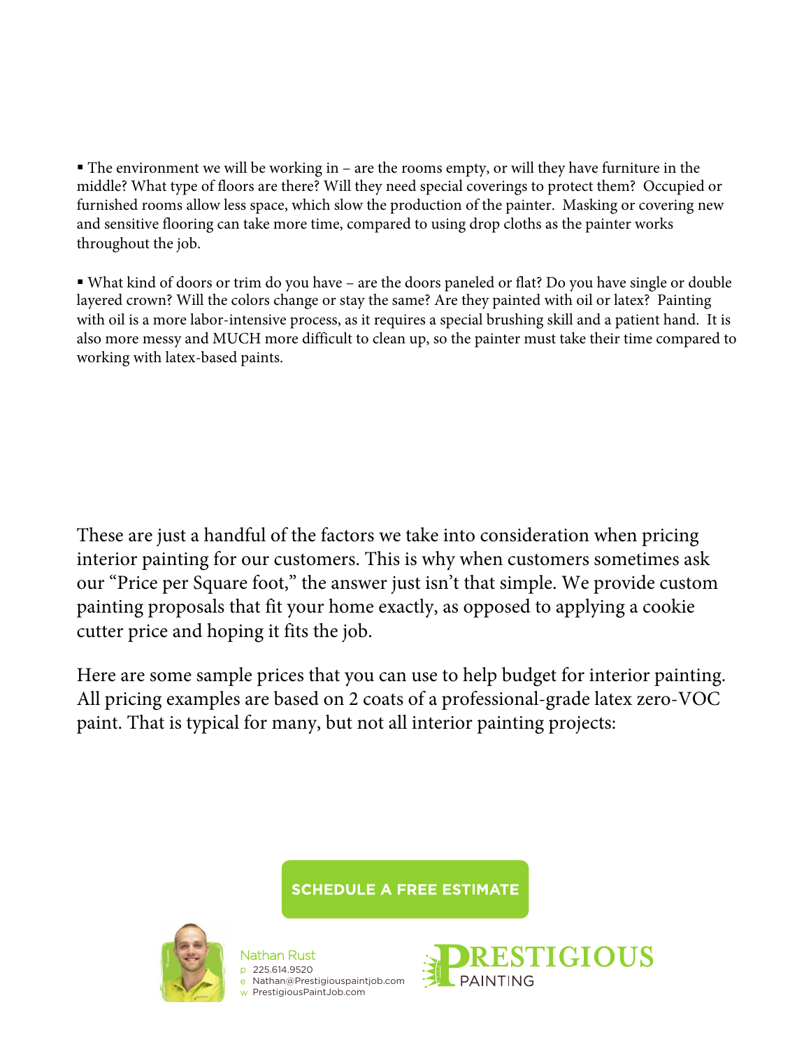▪ The environment we will be working in – are the rooms empty, or will they have furniture in the middle? What type of floors are there? Will they need special coverings to protect them? Occupied or furnished rooms allow less space, which slow the production of the painter. Masking or covering new and sensitive flooring can take more time, compared to using drop cloths as the painter works throughout the job.

▪ What kind of doors or trim do you have – are the doors paneled or flat? Do you have single or double layered crown? Will the colors change or stay the same? Are they painted with oil or latex? Painting with oil is a more labor-intensive process, as it requires a special brushing skill and a patient hand. It is also more messy and MUCH more difficult to clean up, so the painter must take their time compared to working with latex-based paints.

These are just a handful of the factors we take into consideration when pricing interior painting for our customers. This is why when customers sometimes ask our "Price per Square foot," the answer just isn't that simple. We provide custom painting proposals that fit your home exactly, as opposed to applying a cookie cutter price and hoping it fits the job.

Here are some sample prices that you can use to help budget for interior painting. All pricing examples are based on 2 coats of a professional-grade latex zero-VOC paint. That is typical for many, but not all interior painting projects:

**SCHEDULE A FREE ESTIMATE**

Nathan Rust
p 225.614.9520
e Nathan@Prestigiouspaintjob.com
w PrestigiousPaintJob.com

PRESTIGIOUS PAINTING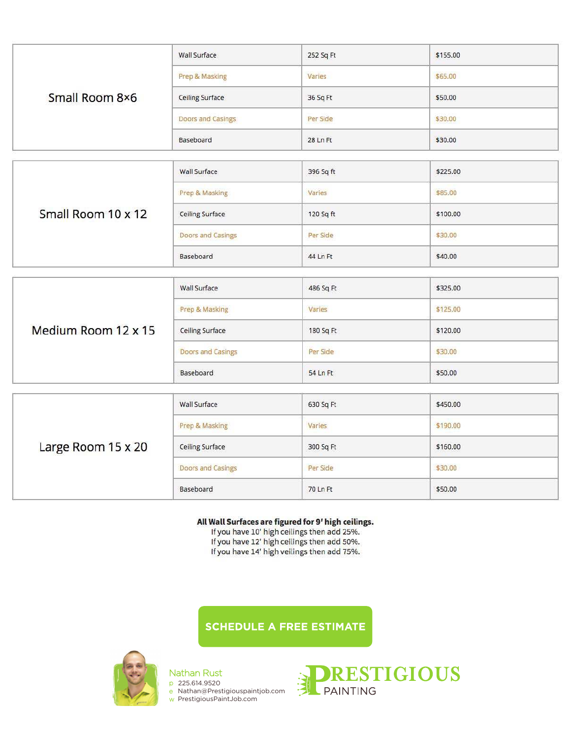| | | | |
|---|---|---|---|
| Small Room 8×6 | Wall Surface | 252 Sq Ft | $155.00 |
| | Prep & Masking | Varies | $65.00 |
| | Ceiling Surface | 36 Sq Ft | $50.00 |
| | Doors and Casings | Per Side | $30.00 |
| | Baseboard | 28 Ln Ft | $30.00 |

| | | | |
|---|---|---|---|
| Small Room 10 x 12 | Wall Surface | 396 Sq ft | $225.00 |
| | Prep & Masking | Varies | $85.00 |
| | Ceiling Surface | 120 Sq ft | $100.00 |
| | Doors and Casings | Per Side | $30.00 |
| | Baseboard | 44 Ln Ft | $40.00 |

| | | | |
|---|---|---|---|
| Medium Room 12 x 15 | Wall Surface | 486 Sq Ft | $325.00 |
| | Prep & Masking | Varies | $125.00 |
| | Ceiling Surface | 180 Sq Ft | $120.00 |
| | Doors and Casings | Per Side | $30.00 |
| | Baseboard | 54 Ln Ft | $50.00 |

| | | | |
|---|---|---|---|
| Large Room 15 x 20 | Wall Surface | 630 Sq Ft | $450.00 |
| | Prep & Masking | Varies | $190.00 |
| | Ceiling Surface | 300 Sq Ft | $160.00 |
| | Doors and Casings | Per Side | $30.00 |
| | Baseboard | 70 Ln Ft | $50.00 |

**All Wall Surfaces are figured for 9' high ceilings.**
If you have 10' high ceilings then add 25%.
If you have 12' high ceilings then add 50%.
If you have 14' high veilings then add 75%.

SCHEDULE A FREE ESTIMATE

Nathan Rust
p 225.614.9520
e Nathan@Prestigiouspaintjob.com
w PrestigiousPaintJob.com

PRESTIGIOUS PAINTING